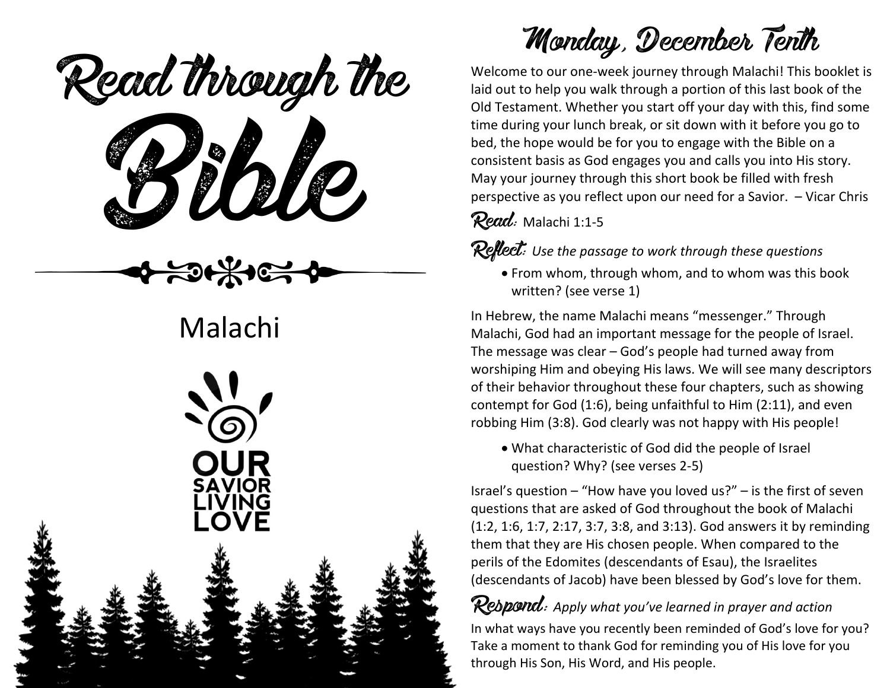# Read through the Bible

Malachi

OUR SAVIOR LIVING LOVE

## Monday, December Tenth

Welcome to our one-week journey through Malachi! This booklet is laid out to help you walk through a portion of this last book of the Old Testament. Whether you start off your day with this, find some time during your lunch break, or sit down with it before you go to bed, the hope would be for you to engage with the Bible on a consistent basis as God engages you and calls you into His story. May your journey through this short book be filled with fresh perspective as you reflect upon our need for a Savior. – Vicar Chris

**Read:** Malachi 1:1-5

**Reflect:** *Use the passage to work through these questions*

- From whom, through whom, and to whom was this book written? (see verse 1)

In Hebrew, the name Malachi means "messenger." Through Malachi, God had an important message for the people of Israel. The message was clear – God's people had turned away from worshiping Him and obeying His laws. We will see many descriptors of their behavior throughout these four chapters, such as showing contempt for God (1:6), being unfaithful to Him (2:11), and even robbing Him (3:8). God clearly was not happy with His people!

- What characteristic of God did the people of Israel question? Why? (see verses 2-5)

Israel's question – "How have you loved us?" – is the first of seven questions that are asked of God throughout the book of Malachi (1:2, 1:6, 1:7, 2:17, 3:7, 3:8, and 3:13). God answers it by reminding them that they are His chosen people. When compared to the perils of the Edomites (descendants of Esau), the Israelites (descendants of Jacob) have been blessed by God's love for them.

**Respond:** *Apply what you've learned in prayer and action*

In what ways have you recently been reminded of God's love for you? Take a moment to thank God for reminding you of His love for you through His Son, His Word, and His people.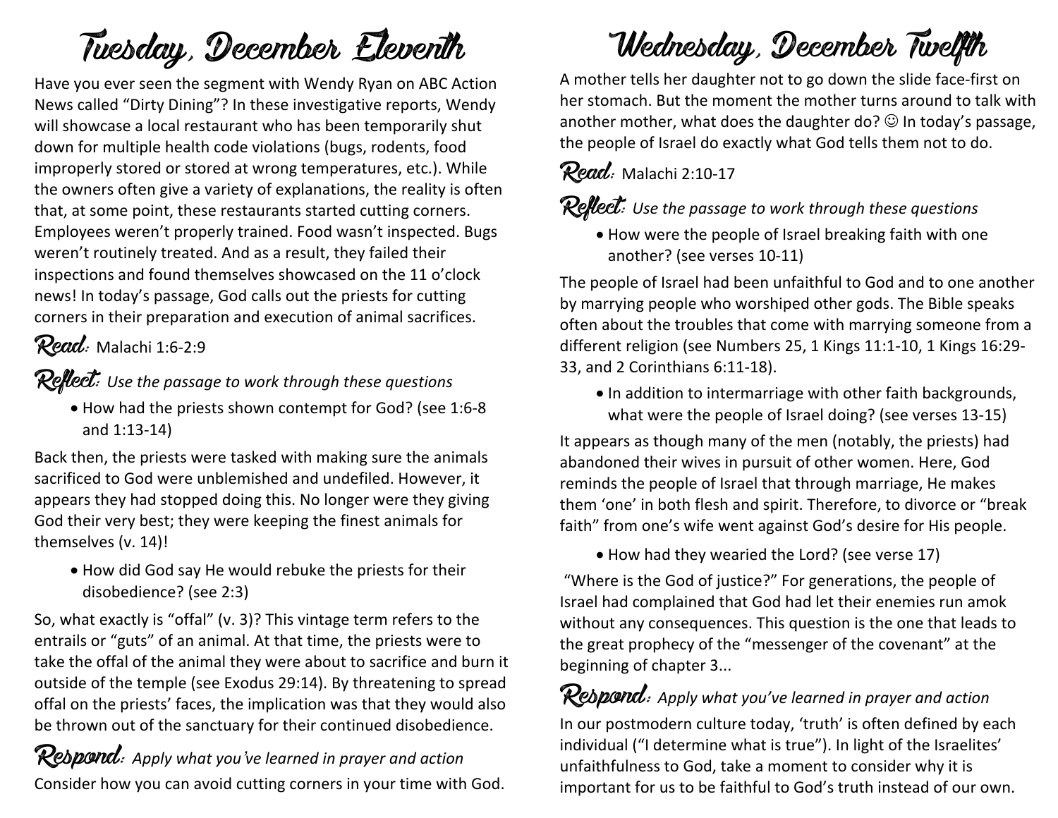# Tuesday, December Eleventh

Have you ever seen the segment with Wendy Ryan on ABC Action News called "Dirty Dining"? In these investigative reports, Wendy will showcase a local restaurant who has been temporarily shut down for multiple health code violations (bugs, rodents, food improperly stored or stored at wrong temperatures, etc.). While the owners often give a variety of explanations, the reality is often that, at some point, these restaurants started cutting corners. Employees weren't properly trained. Food wasn't inspected. Bugs weren't routinely treated. And as a result, they failed their inspections and found themselves showcased on the 11 o'clock news! In today's passage, God calls out the priests for cutting corners in their preparation and execution of animal sacrifices.

**Read:** Malachi 1:6-2:9

**Reflect:** *Use the passage to work through these questions*

- How had the priests shown contempt for God? (see 1:6-8 and 1:13-14)

Back then, the priests were tasked with making sure the animals sacrificed to God were unblemished and undefiled. However, it appears they had stopped doing this. No longer were they giving God their very best; they were keeping the finest animals for themselves (v. 14)!

- How did God say He would rebuke the priests for their disobedience? (see 2:3)

So, what exactly is "offal" (v. 3)? This vintage term refers to the entrails or "guts" of an animal. At that time, the priests were to take the offal of the animal they were about to sacrifice and burn it outside of the temple (see Exodus 29:14). By threatening to spread offal on the priests' faces, the implication was that they would also be thrown out of the sanctuary for their continued disobedience.

**Respond:** *Apply what you've learned in prayer and action*

Consider how you can avoid cutting corners in your time with God.

# Wednesday, December Twelfth

A mother tells her daughter not to go down the slide face-first on her stomach. But the moment the mother turns around to talk with another mother, what does the daughter do? ☺ In today's passage, the people of Israel do exactly what God tells them not to do.

**Read:** Malachi 2:10-17

**Reflect:** *Use the passage to work through these questions*

- How were the people of Israel breaking faith with one another? (see verses 10-11)

The people of Israel had been unfaithful to God and to one another by marrying people who worshiped other gods. The Bible speaks often about the troubles that come with marrying someone from a different religion (see Numbers 25, 1 Kings 11:1-10, 1 Kings 16:29-33, and 2 Corinthians 6:11-18).

- In addition to intermarriage with other faith backgrounds, what were the people of Israel doing? (see verses 13-15)

It appears as though many of the men (notably, the priests) had abandoned their wives in pursuit of other women. Here, God reminds the people of Israel that through marriage, He makes them 'one' in both flesh and spirit. Therefore, to divorce or "break faith" from one's wife went against God's desire for His people.

- How had they wearied the Lord? (see verse 17)

"Where is the God of justice?" For generations, the people of Israel had complained that God had let their enemies run amok without any consequences. This question is the one that leads to the great prophecy of the "messenger of the covenant" at the beginning of chapter 3...

**Respond:** *Apply what you've learned in prayer and action*

In our postmodern culture today, 'truth' is often defined by each individual ("I determine what is true"). In light of the Israelites' unfaithfulness to God, take a moment to consider why it is important for us to be faithful to God's truth instead of our own.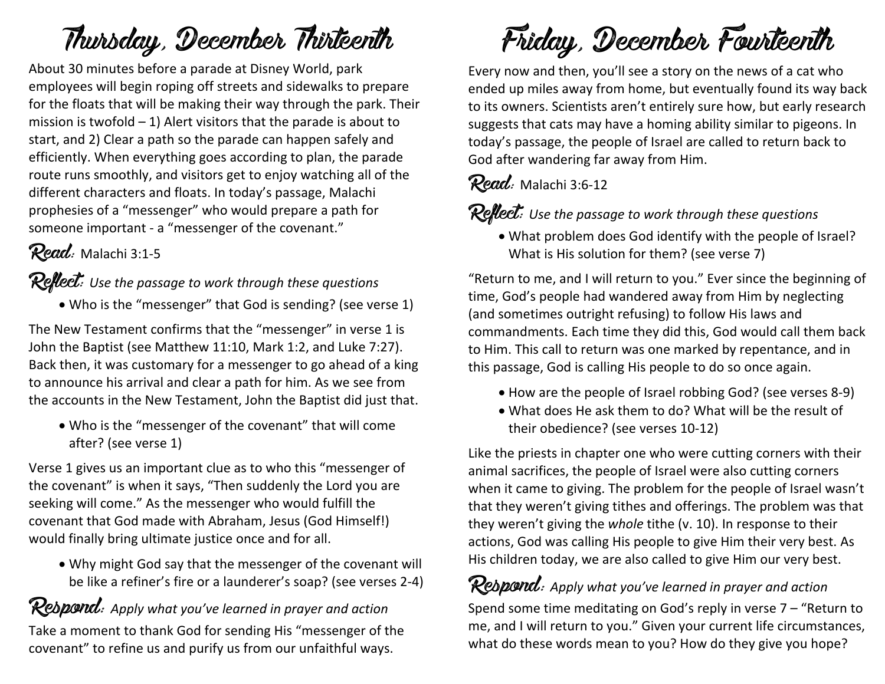# Thursday, December Thirteenth

About 30 minutes before a parade at Disney World, park employees will begin roping off streets and sidewalks to prepare for the floats that will be making their way through the park. Their mission is twofold – 1) Alert visitors that the parade is about to start, and 2) Clear a path so the parade can happen safely and efficiently. When everything goes according to plan, the parade route runs smoothly, and visitors get to enjoy watching all of the different characters and floats. In today's passage, Malachi prophesies of a "messenger" who would prepare a path for someone important - a "messenger of the covenant."

**Read:** Malachi 3:1-5

**Reflect:** *Use the passage to work through these questions*

- Who is the "messenger" that God is sending? (see verse 1)

The New Testament confirms that the "messenger" in verse 1 is John the Baptist (see Matthew 11:10, Mark 1:2, and Luke 7:27). Back then, it was customary for a messenger to go ahead of a king to announce his arrival and clear a path for him. As we see from the accounts in the New Testament, John the Baptist did just that.

- Who is the "messenger of the covenant" that will come after? (see verse 1)

Verse 1 gives us an important clue as to who this "messenger of the covenant" is when it says, "Then suddenly the Lord you are seeking will come." As the messenger who would fulfill the covenant that God made with Abraham, Jesus (God Himself!) would finally bring ultimate justice once and for all.

- Why might God say that the messenger of the covenant will be like a refiner's fire or a launderer's soap? (see verses 2-4)

**Respond:** *Apply what you've learned in prayer and action*

Take a moment to thank God for sending His "messenger of the covenant" to refine us and purify us from our unfaithful ways.

# Friday, December Fourteenth

Every now and then, you'll see a story on the news of a cat who ended up miles away from home, but eventually found its way back to its owners. Scientists aren't entirely sure how, but early research suggests that cats may have a homing ability similar to pigeons. In today's passage, the people of Israel are called to return back to God after wandering far away from Him.

**Read:** Malachi 3:6-12

**Reflect:** *Use the passage to work through these questions*

- What problem does God identify with the people of Israel? What is His solution for them? (see verse 7)

"Return to me, and I will return to you." Ever since the beginning of time, God's people had wandered away from Him by neglecting (and sometimes outright refusing) to follow His laws and commandments. Each time they did this, God would call them back to Him. This call to return was one marked by repentance, and in this passage, God is calling His people to do so once again.

- How are the people of Israel robbing God? (see verses 8-9)
- What does He ask them to do? What will be the result of their obedience? (see verses 10-12)

Like the priests in chapter one who were cutting corners with their animal sacrifices, the people of Israel were also cutting corners when it came to giving. The problem for the people of Israel wasn't that they weren't giving tithes and offerings. The problem was that they weren't giving the *whole* tithe (v. 10). In response to their actions, God was calling His people to give Him their very best. As His children today, we are also called to give Him our very best.

**Respond:** *Apply what you've learned in prayer and action*

Spend some time meditating on God's reply in verse 7 – "Return to me, and I will return to you." Given your current life circumstances, what do these words mean to you? How do they give you hope?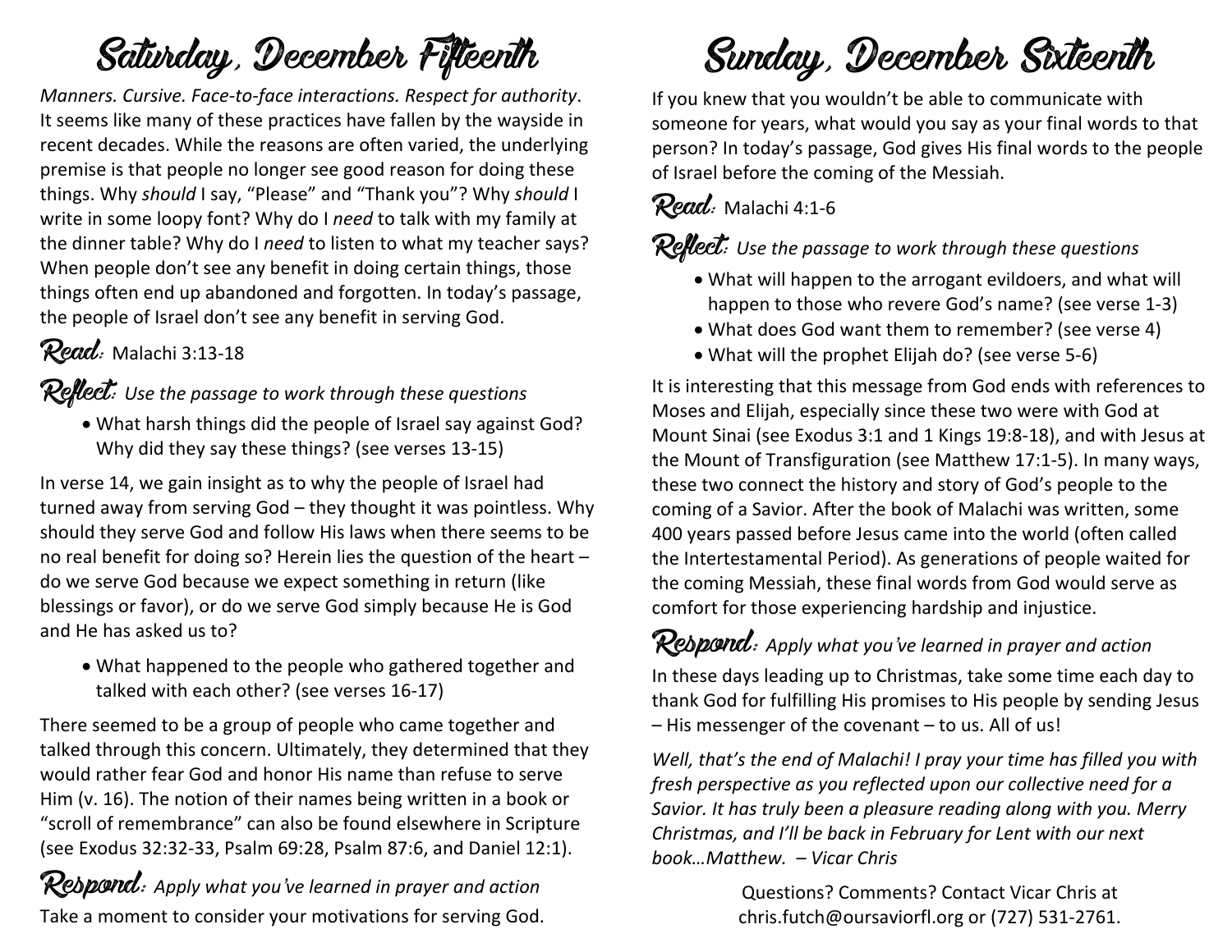# Saturday, December Fifteenth

*Manners. Cursive. Face-to-face interactions. Respect for authority*. It seems like many of these practices have fallen by the wayside in recent decades. While the reasons are often varied, the underlying premise is that people no longer see good reason for doing these things. Why *should* I say, "Please" and "Thank you"? Why *should* I write in some loopy font? Why do I *need* to talk with my family at the dinner table? Why do I *need* to listen to what my teacher says? When people don't see any benefit in doing certain things, those things often end up abandoned and forgotten. In today's passage, the people of Israel don't see any benefit in serving God.

**Read:** Malachi 3:13-18

**Reflect:** *Use the passage to work through these questions*

- What harsh things did the people of Israel say against God? Why did they say these things? (see verses 13-15)

In verse 14, we gain insight as to why the people of Israel had turned away from serving God – they thought it was pointless. Why should they serve God and follow His laws when there seems to be no real benefit for doing so? Herein lies the question of the heart – do we serve God because we expect something in return (like blessings or favor), or do we serve God simply because He is God and He has asked us to?

- What happened to the people who gathered together and talked with each other? (see verses 16-17)

There seemed to be a group of people who came together and talked through this concern. Ultimately, they determined that they would rather fear God and honor His name than refuse to serve Him (v. 16). The notion of their names being written in a book or "scroll of remembrance" can also be found elsewhere in Scripture (see Exodus 32:32-33, Psalm 69:28, Psalm 87:6, and Daniel 12:1).

**Respond:** *Apply what you've learned in prayer and action*

Take a moment to consider your motivations for serving God.

# Sunday, December Sixteenth

If you knew that you wouldn't be able to communicate with someone for years, what would you say as your final words to that person? In today's passage, God gives His final words to the people of Israel before the coming of the Messiah.

**Read:** Malachi 4:1-6

**Reflect:** *Use the passage to work through these questions*

- What will happen to the arrogant evildoers, and what will happen to those who revere God's name? (see verse 1-3)
- What does God want them to remember? (see verse 4)
- What will the prophet Elijah do? (see verse 5-6)

It is interesting that this message from God ends with references to Moses and Elijah, especially since these two were with God at Mount Sinai (see Exodus 3:1 and 1 Kings 19:8-18), and with Jesus at the Mount of Transfiguration (see Matthew 17:1-5). In many ways, these two connect the history and story of God's people to the coming of a Savior. After the book of Malachi was written, some 400 years passed before Jesus came into the world (often called the Intertestamental Period). As generations of people waited for the coming Messiah, these final words from God would serve as comfort for those experiencing hardship and injustice.

**Respond:** *Apply what you've learned in prayer and action*

In these days leading up to Christmas, take some time each day to thank God for fulfilling His promises to His people by sending Jesus – His messenger of the covenant – to us. All of us!

*Well, that's the end of Malachi! I pray your time has filled you with fresh perspective as you reflected upon our collective need for a Savior. It has truly been a pleasure reading along with you. Merry Christmas, and I'll be back in February for Lent with our next book…Matthew. – Vicar Chris*

Questions? Comments? Contact Vicar Chris at chris.futch@oursaviorfl.org or (727) 531-2761.